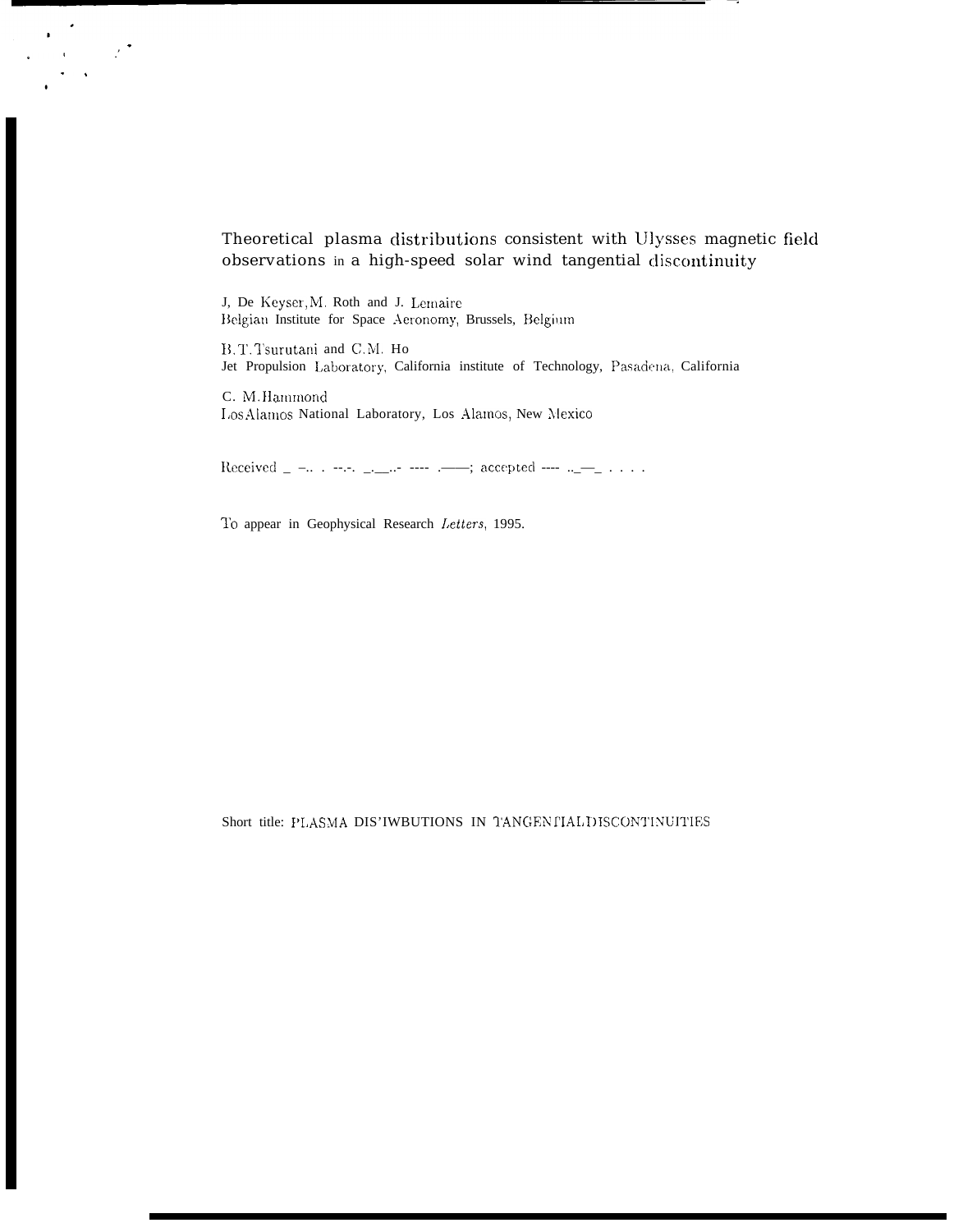# Theoretical plasma distributions consistent with Ulysses magnetic field observations in a high-speed solar wind tangential discontinuity

J, De Keyser, M. Roth and J. Lemaire
Belgian Institute for Space Aeronomy, Brussels, Belgium

B. T. Tsurutani and C. M. Ho
Jet Propulsion Laboratory, California institute of Technology, Pasadena, California

C. M. Hammond
Los Alamos National Laboratory, Los Alamos, New Mexico

Received _______________; accepted _______________

To appear in Geophysical Research *Letters*, 1995.

Short title: PLASMA DISTRIBUTIONS IN TANGENTIAL DISCONTINUITIES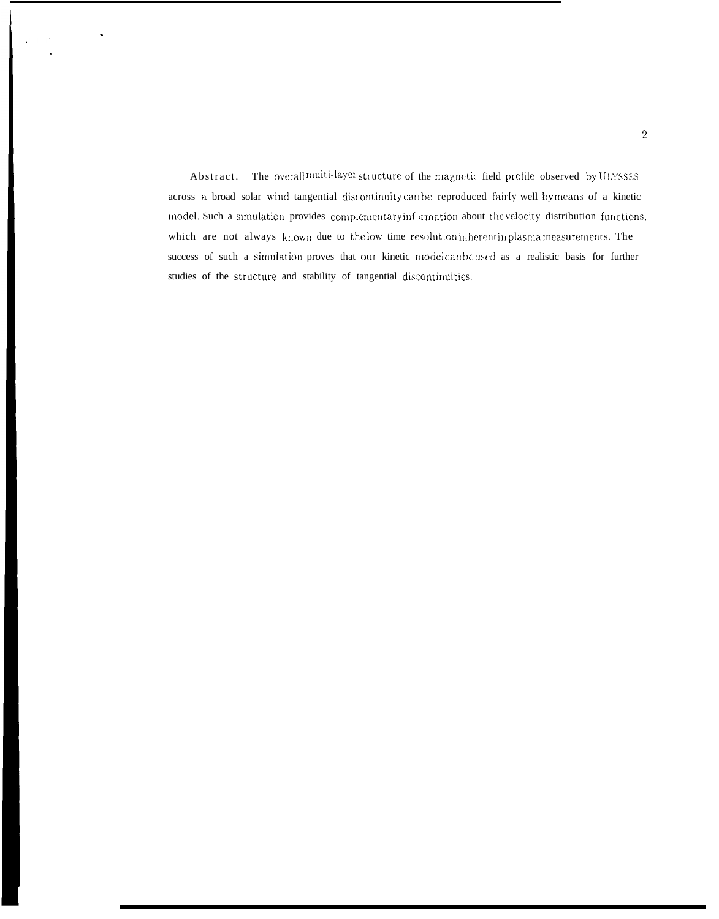**Abstract.** The overall multi-layer structure of the magnetic field profile observed by ULYSSES across a broad solar wind tangential discontinuity can be reproduced fairly well by means of a kinetic model. Such a simulation provides complementary information about the velocity distribution functions, which are not always known due to the low time resolution inherent in plasma measurements. The success of such a simulation proves that our kinetic model can be used as a realistic basis for further studies of the structure and stability of tangential discontinuities.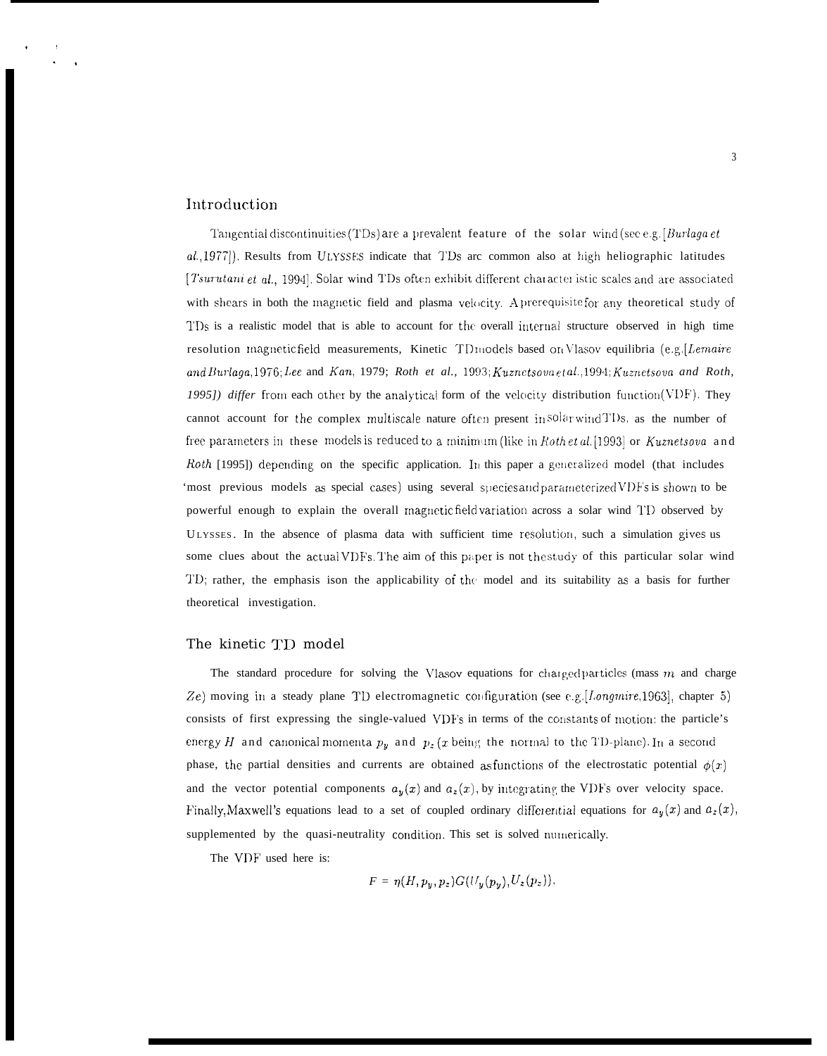## Introduction

Tangential discontinuities (TDs) are a prevalent feature of the solar wind (see e.g. [*Burlaga et al.*, 1977]). Results from ULYSSES indicate that TDs arc common also at high heliographic latitudes [*Tsurutani et al.*, 1994]. Solar wind TDs often exhibit different characteristic scales and are associated with shears in both the magnetic field and plasma velocity. A prerequisite for any theoretical study of TDs is a realistic model that is able to account for the overall internal structure observed in high time resolution magnetic field measurements, Kinetic TD models based on Vlasov equilibria (e.g. [*Lemaire and Burlaga*, 1976; *Lee* and *Kan*, 1979; *Roth et al.*, 1993; *Kuznetsova et al.*, 1994; *Kuznetsova and Roth*, 1995]) *differ* from each other by the analytical form of the velocity distribution function (VDF). They cannot account for the complex multiscale nature often present in solar wind TDs, as the number of free parameters in these models is reduced to a minimum (like in *Roth et al.* [1993] or *Kuznetsova* and *Roth* [1995]) depending on the specific application. In this paper a generalized model (that includes most previous models as special cases) using several species and parameterized VDFs is shown to be powerful enough to explain the overall magnetic field variation across a solar wind TD observed by ULYSSES. In the absence of plasma data with sufficient time resolution, such a simulation gives us some clues about the actual VDFs. The aim of this paper is not the study of this particular solar wind TD; rather, the emphasis is on the applicability of the model and its suitability as a basis for further theoretical investigation.

## The kinetic TD model

The standard procedure for solving the Vlasov equations for charged particles (mass $m$ and charge $Ze$) moving in a steady plane TD electromagnetic configuration (see e.g. [*Longmire*, 1963], chapter 5) consists of first expressing the single-valued VDFs in terms of the constants of motion: the particle's energy $H$ and canonical momenta $p_y$ and $p_z$ ($x$ being the normal to the TD-plane). In a second phase, the partial densities and currents are obtained as functions of the electrostatic potential $\phi(x)$ and the vector potential components $a_y(x)$ and $a_z(x)$, by integrating the VDFs over velocity space. Finally, Maxwell's equations lead to a set of coupled ordinary differential equations for $a_y(x)$ and $a_z(x)$, supplemented by the quasi-neutrality condition. This set is solved numerically.

The VDF used here is:

$$F = \eta(H, p_y, p_z) G(U_y(p_y), U_z(p_z)),$$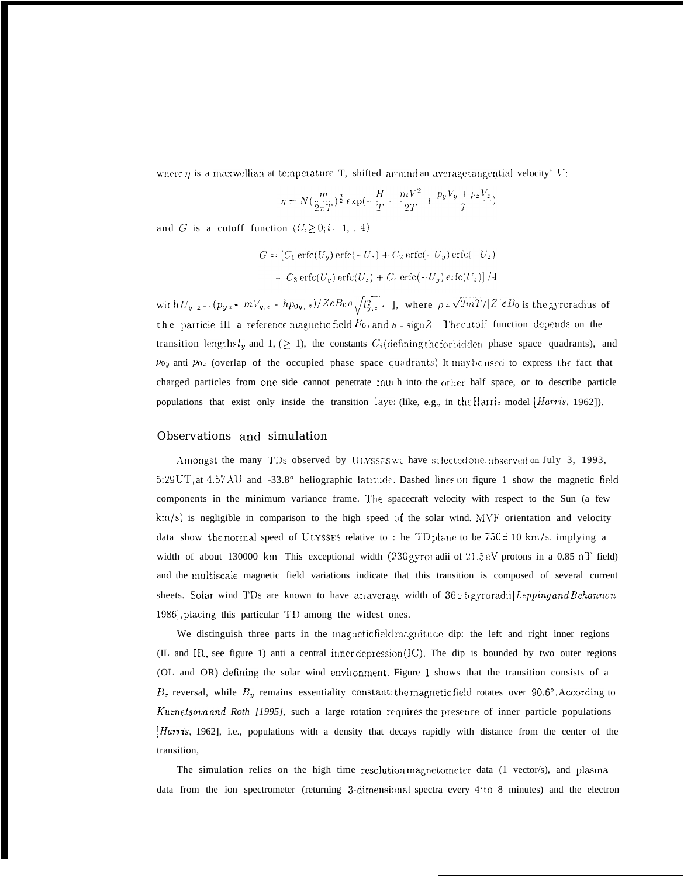where $\eta$ is a maxwellian at temperature T, shifted around an average tangential velocity' $V$:

$$\eta = N\left(\frac{m}{2\pi T}\right)^{\frac{3}{2}} \exp\left(-\frac{H}{T} - \frac{mV^2}{2T} + \frac{p_y V_y + p_z V_z}{T}\right)$$

and $G$ is a cutoff function ($C_i \geq 0; i = 1, .. 4$)

$$G = [C_1 \operatorname{erfc}(U_y) \operatorname{erfc}(-U_z) + C_2 \operatorname{erfc}(-U_y) \operatorname{erfc}(-U_z)$$
$$+ C_3 \operatorname{erfc}(U_y) \operatorname{erfc}(U_z) + C_4 \operatorname{erfc}(-U_y) \operatorname{erfc}(U_z)] / 4$$

with $U_{y,z} = (p_{y,z} - mV_{y,z} - hp_{0y,z}) / ZeB_0\rho\sqrt{l_{y,z}^2 - 1}$, where $\rho = \sqrt{2mT}/|Z|eB_0$ is the gyroradius of the particle in a reference magnetic field $B_0$, and $h = \operatorname{sign} Z$. The cutoff function depends on the transition lengths $l_y$ and $l_z$ ($\geq 1$), the constants $C_i$ (defining the forbidden phase space quadrants), and $p_{0y}$ and $p_{0z}$ (overlap of the occupied phase space quadrants). It may be used to express the fact that charged particles from one side cannot penetrate much into the other half space, or to describe particle populations that exist only inside the transition layer (like, e.g., in the Harris model [*Harris*, 1962]).

## Observations and simulation

Amongst the many TDs observed by ULYSSES we have selected one, observed on July 3, 1993, 5:29 UT, at 4.57 AU and -33.8° heliographic latitude. Dashed lines on figure 1 show the magnetic field components in the minimum variance frame. The spacecraft velocity with respect to the Sun (a few km/s) is negligible in comparison to the high speed of the solar wind. MVF orientation and velocity data show the normal speed of ULYSSES relative to the TD plane to be 750 ± 10 km/s, implying a width of about 130000 km. This exceptional width (230 gyroradii of 21.5 eV protons in a 0.85 nT field) and the multiscale magnetic field variations indicate that this transition is composed of several current sheets. Solar wind TDs are known to have an average width of 36 ± 5 gyroradii [*Lepping and Behannon*, 1986], placing this particular TD among the widest ones.

We distinguish three parts in the magnetic field magnitude dip: the left and right inner regions (IL and IR, see figure 1) and a central inner depression (IC). The dip is bounded by two outer regions (OL and OR) defining the solar wind environment. Figure 1 shows that the transition consists of a $B_z$ reversal, while $B_y$ remains essentiality constant; the magnetic field rotates over 90.6°. According to *Kuznetsova and Roth [1995]*, such a large rotation requires the presence of inner particle populations [*Harris*, 1962], i.e., populations with a density that decays rapidly with distance from the center of the transition,

The simulation relies on the high time resolution magnetometer data (1 vector/s), and plasma data from the ion spectrometer (returning 3-dimensional spectra every 4 to 8 minutes) and the electron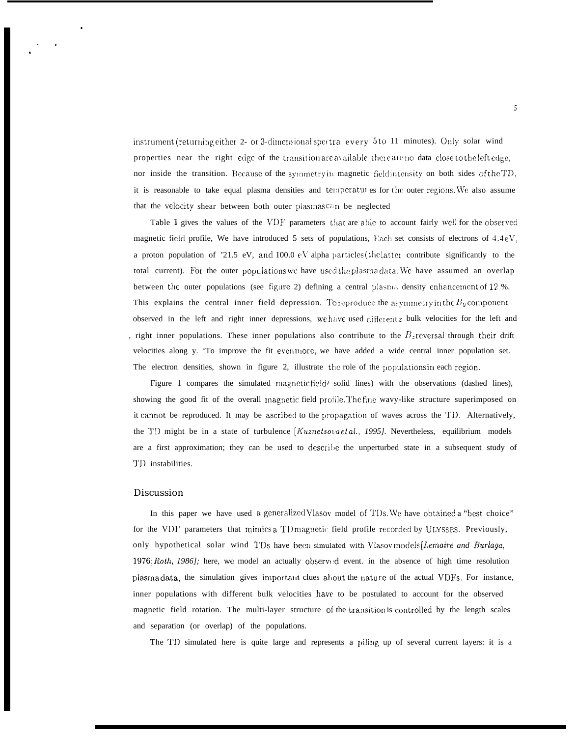instrument (returning either 2- or 3-dimensional spectra every 5 to 11 minutes). Only solar wind properties near the right edge of the transition are available; there are no data close to the left edge, nor inside the transition. Because of the symmetry in magnetic field intensity on both sides of the TD, it is reasonable to take equal plasma densities and temperatures for the outer regions. We also assume that the velocity shear between both outer plasmas can be neglected

Table 1 gives the values of the VDF parameters that are able to account fairly well for the observed magnetic field profile, We have introduced 5 sets of populations, Each set consists of electrons of 4.4 eV, a proton population of '21.5 eV, and 100.0 eV alpha particles (the latter contribute significantly to the total current). For the outer populations we have used the plasma data. We have assumed an overlap between the outer populations (see figure 2) defining a central plasma density enhancement of 12 %. This explains the central inner field depression. To reproduce the asymmetry in the $B_y$ component observed in the left and right inner depressions, we have used different $z$ bulk velocities for the left and right inner populations. These inner populations also contribute to the $B_z$ reversal through their drift velocities along y. 'To improve the fit even more, we have added a wide central inner population set. The electron densities, shown in figure 2, illustrate the role of the populations in each region.

Figure 1 compares the simulated magnetic field (solid lines) with the observations (dashed lines), showing the good fit of the overall magnetic field profile. The fine wavy-like structure superimposed on it cannot be reproduced. It may be ascribed to the propagation of waves across the TD. Alternatively, the TD might be in a state of turbulence [*Kuznetsova et al.*, *1995]*. Nevertheless, equilibrium models are a first approximation; they can be used to describe the unperturbed state in a subsequent study of TD instabilities.

## Discussion

In this paper we have used a generalized Vlasov model of TDs. We have obtained a "best choice" for the VDF parameters that mimics a TD magnetic field profile recorded by ULYSSES. Previously, only hypothetical solar wind TDs have been simulated with Vlasov models [*Lemaire and Burlaga*, 1976; *Roth*, *1986]*; here, we model an actually observed event. in the absence of high time resolution plasma data, the simulation gives important clues about the nature of the actual VDFs. For instance, inner populations with different bulk velocities have to be postulated to account for the observed magnetic field rotation. The multi-layer structure of the transition is controlled by the length scales and separation (or overlap) of the populations.

The TD simulated here is quite large and represents a piling up of several current layers: it is a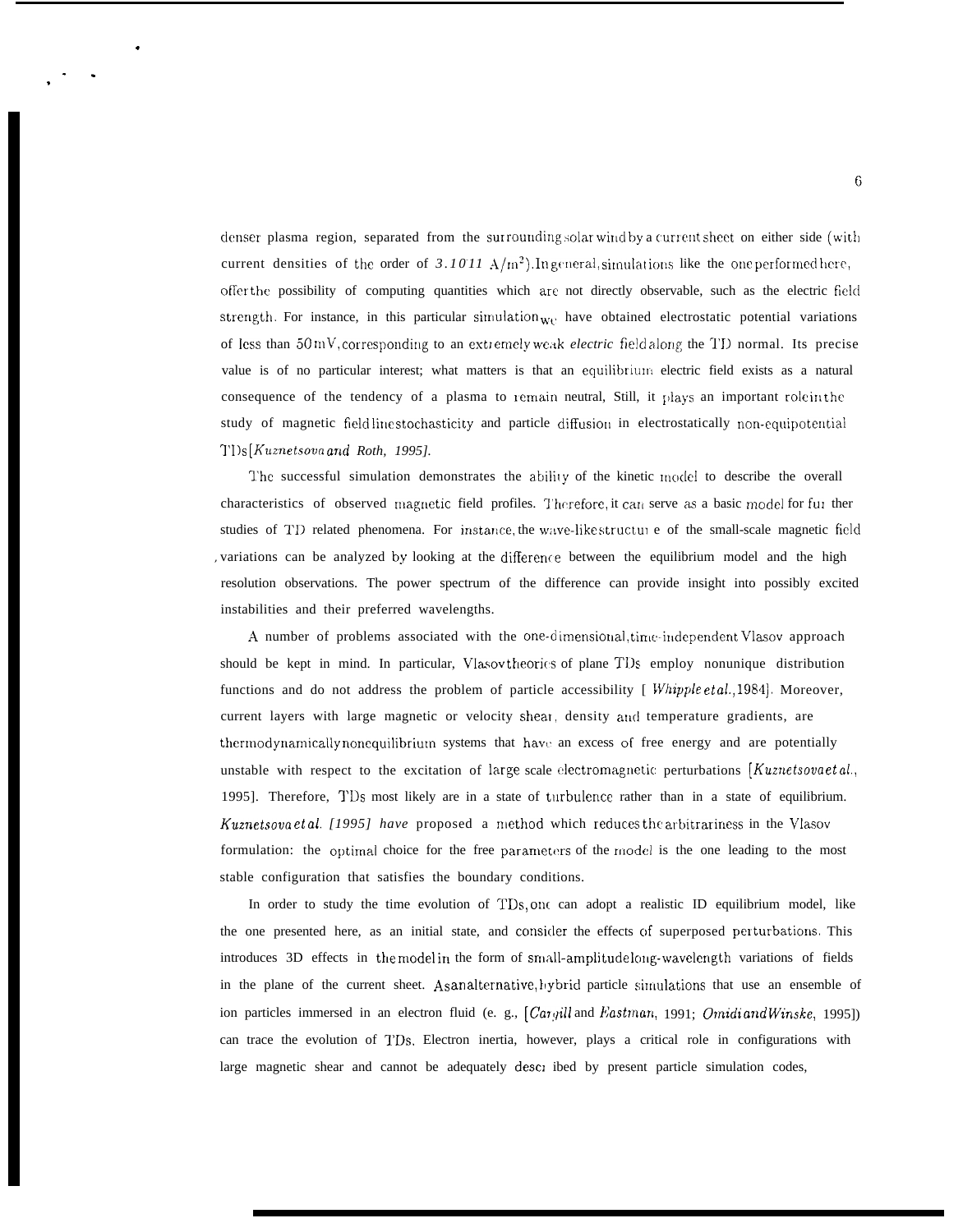denser plasma region, separated from the surrounding solar wind by a current sheet on either side (with current densities of the order of $3.10^{-11}$ A/m$^2$). In general, simulations like the one performed here, offer the possibility of computing quantities which are not directly observable, such as the electric field strength. For instance, in this particular simulation we have obtained electrostatic potential variations of less than 50 mV, corresponding to an extremely weak *electric* field along the TD normal. Its precise value is of no particular interest; what matters is that an equilibrium electric field exists as a natural consequence of the tendency of a plasma to remain neutral, Still, it plays an important role in the study of magnetic field line stochasticity and particle diffusion in electrostatically non-equipotential TDs [*Kuznetsova and Roth, 1995]*.

The successful simulation demonstrates the ability of the kinetic model to describe the overall characteristics of observed magnetic field profiles. Therefore, it can serve as a basic model for further studies of TD related phenomena. For instance, the wave-like structure of the small-scale magnetic field variations can be analyzed by looking at the difference between the equilibrium model and the high resolution observations. The power spectrum of the difference can provide insight into possibly excited instabilities and their preferred wavelengths.

A number of problems associated with the one-dimensional, time-independent Vlasov approach should be kept in mind. In particular, Vlasov theories of plane TDs employ nonunique distribution functions and do not address the problem of particle accessibility [*Whipple et al.*, 1984]. Moreover, current layers with large magnetic or velocity shear, density and temperature gradients, are thermodynamically nonequilibrium systems that have an excess of free energy and are potentially unstable with respect to the excitation of large scale electromagnetic perturbations [*Kuznetsova et al.*, 1995]. Therefore, TDs most likely are in a state of turbulence rather than in a state of equilibrium. *Kuznetsova et al. [1995] have* proposed a method which reduces the arbitrariness in the Vlasov formulation: the optimal choice for the free parameters of the model is the one leading to the most stable configuration that satisfies the boundary conditions.

In order to study the time evolution of TDs, one can adopt a realistic ID equilibrium model, like the one presented here, as an initial state, and consider the effects of superposed perturbations. This introduces 3D effects in the model in the form of small-amplitude long-wavelength variations of fields in the plane of the current sheet. As an alternative, hybrid particle simulations that use an ensemble of ion particles immersed in an electron fluid (e. g., [*Cargill* and *Eastman*, 1991; *Omidi and Winske*, 1995]) can trace the evolution of TDs. Electron inertia, however, plays a critical role in configurations with large magnetic shear and cannot be adequately described by present particle simulation codes,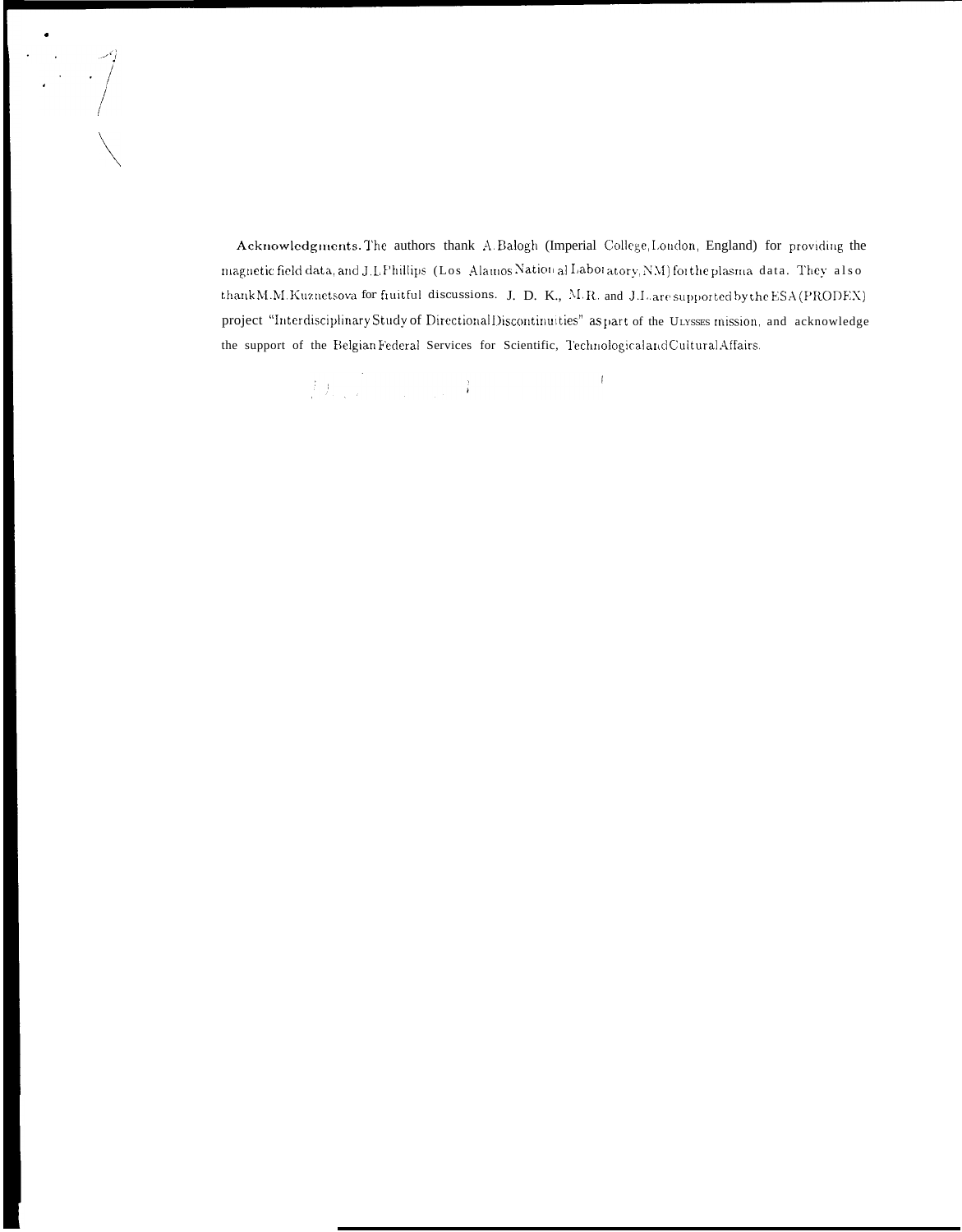**Acknowledgments.** The authors thank A. Balogh (Imperial College, London, England) for providing the magnetic field data, and J. L. Phillips (Los Alamos National Laboratory, NM) for the plasma data. They also thank M. M. Kuznetsova for fruitful discussions. J. D. K., M. R. and J. L. are supported by the ESA (PRODEX) project "Interdisciplinary Study of Directional Discontinuities" as part of the ULYSSES mission, and acknowledge the support of the Belgian Federal Services for Scientific, Technological and Cultural Affairs.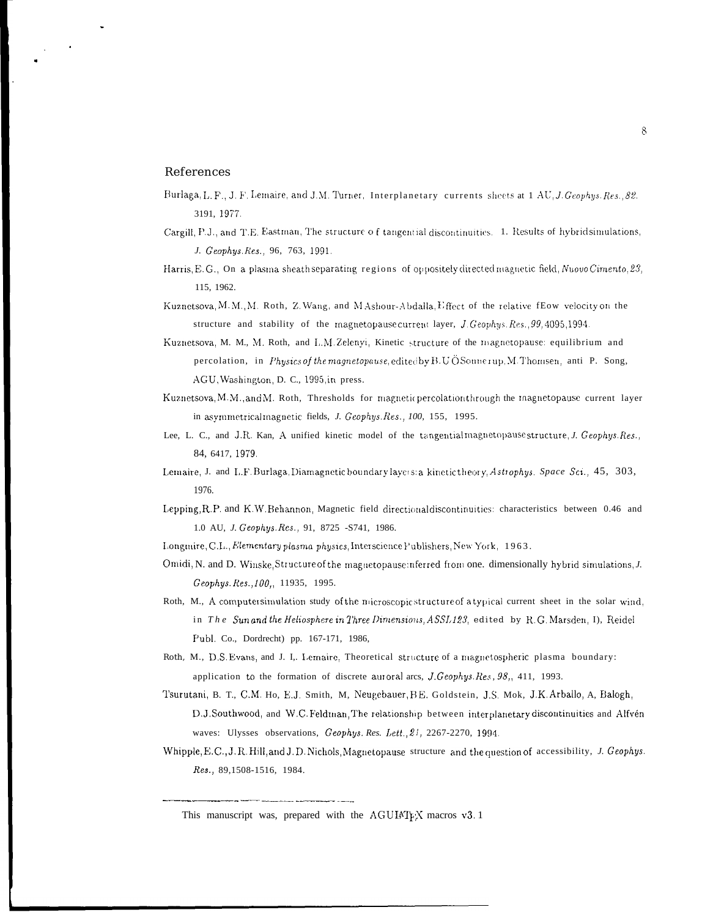## References

Burlaga, L. F., J. F. Lemaire, and J.M. Turner, Interplanetary currents sheets at 1 AU, *J. Geophys. Res., 82*, 3191, 1977.

Cargill, P.J., and T.E. Eastman, The structure of tangential discontinuities. 1. Results of hybrid simulations, *J. Geophys.Res.,* 96, 763, 1991.

Harris, E.G., On a plasma sheath separating regions of oppositely directed magnetic field, *Nuovo Cimento, 23,* 115, 1962.

Kuznetsova, M.M., M. Roth, Z. Wang, and M Ashour-Abdalla, Effect of the relative fEow velocity on the structure and stability of the magnetopause current layer, *J. Geophys. Res., 99,* 4095, 1994.

Kuznetsova, M. M., M. Roth, and L.M. Zelenyi, Kinetic structure of the magnetopause: equilibrium and percolation, in *Physics of the magnetopause*, edited by B. U Ö Sonnerup, M. Thomsen, anti P. Song, AGU, Washington, D. C., 1995, in press.

Kuznetsova, M.M., and M. Roth, Thresholds for magnetic percolation through the magnetopause current layer in asymmetrical magnetic fields, *J. Geophys.Res., 100,* 155, 1995.

Lee, L. C., and J.R. Kan, A unified kinetic model of the tangential magnetopause structure, *J. Geophys.Res.,* 84, 6417, 1979.

Lemaire, J. and L.F. Burlaga, Diamagnetic boundary layers: a kinetic theory, *Astrophys. Space Sci.,* 45, 303, 1976.

Lepping, R.P. and K.W. Behannon, Magnetic field directional discontinuities: characteristics between 0.46 and 1.0 AU, *J. Geophys.Res.,* 91, 8725 -S741, 1986.

Longmire, C.L., *Elementary plasma physics*, Interscience Publishers, New York, 1963.

Omidi, N. and D. Winske, Structure of the magnetopause inferred from one. dimensionally hybrid simulations, *J. Geophys. Res., 100,*, 11935, 1995.

Roth, M., A computer simulation study of the microscopic structure of a typical current sheet in the solar wind, in *The Sun and the Heliosphere in Three Dimensions, ASSL 123*, edited by R.G. Marsden, I), Reidel Publ. Co., Dordrecht) pp. 167-171, 1986,

Roth, M., D.S. Evans, and J. L. Lemaire, Theoretical structure of a magnetospheric plasma boundary: application to the formation of discrete auroral arcs, *J. Geophys. Res, 98,*, 411, 1993.

Tsurutani, B. T., C.M. Ho, E.J. Smith, M, Neugebauer, B E. Goldstein, J.S. Mok, J.K. Arballo, A, Balogh, D.J. Southwood, and W.C. Feldman, The relationship between interplanetary discontinuities and Alfvén waves: Ulysses observations, *Geophys. Res. Lett., 21,* 2267-2270, 1994.

Whipple, E.C., J. R. Hill, and J. D. Nichols, Magnetopause structure and the question of accessibility, *J. Geophys. Res.,* 89, 1508-1516, 1984.

---

This manuscript was, prepared with the AGU LaTeX macros v3.1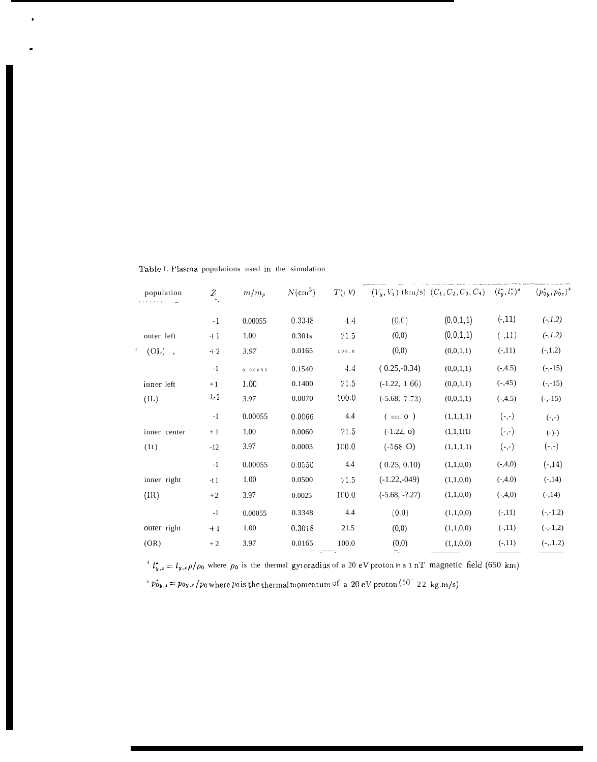Table 1. Plasma populations used in the simulation

| population | $Z$ | $m/m_p$ | $N(\mathrm{cm}^3)$ | $T(\mathrm{eV})$ | $(V_y, V_z)$ (km/s) | $(C_1, C_2, C_3, C_4)$ | $(l_y^*, l_z^*)^a$ | $(p_{0y}^*, p_{0z}^*)^b$ |
|---|---|---|---|---|---|---|---|---|
| | -1 | 0.00055 | 0.3348 | 4.4 | (0,0) | (0,0,1,1) | (-,11) | (-,1.2) |
| outer left | +1 | 1.00 | 0.3018 | 21.5 | (0,0) | (0,0,1,1) | (-,11) | (-,1.2) |
| (OL) | +2 | 3.97 | 0.0165 | 100.0 | (0,0) | (0,0,1,1) | (-,11) | (-,1.2) |
| | -1 | 0.00055 | 0.1540 | 4.4 | ( 0.25,-0.34) | (0,0,1,1) | (-,4.5) | (-,-15) |
| inner left | +1 | 1.00 | 0.1400 | 21.5 | (-1.22, 1.66) | (0,0,1,1) | (-,45) | (-,-15) |
| (IL) | +2 | 3.97 | 0.0070 | 100.0 | (-5.68, 7.73) | (0,0,1,1) | (-,4.5) | (-,-15) |
| | -1 | 0.00055 | 0.0066 | 4.4 | ( 0.25, 0 ) | (1,1,1,1) | (-,-) | (-,-) |
| inner center | +1 | 1.00 | 0.0060 | 21.5 | (-1.22, 0) | (1,1,1,1) | (-,-) | (-,-) |
| (It) | +2 | 3.97 | 0.0003 | 100.0 | (-5.68, 0) | (1,1,1,1) | (-,-) | (-,-) |
| | -1 | 0.00055 | 0.0550 | 4.4 | ( 0.25, 0.10) | (1,1,0,0) | (-,4,0) | (-,14) |
| inner right | +1 | 1.00 | 0.0500 | 21.5 | (-1.22,-0.49) | (1,1,0,0) | (-,4.0) | (-,14) |
| (IR) | +2 | 3.97 | 0.0025 | 100.0 | (-5.68, -2.27) | (1,1,0,0) | (-,4,0) | (-,14) |
| | -1 | 0.00055 | 0.3348 | 4.4 | (0,0) | (1,1,0,0) | (-,11) | (-,-1.2) |
| outer right | +1 | 1.00 | 0.3018 | 21.5 | (0,0) | (1,1,0,0) | (-,11) | (-,-1,2) |
| (OR) | +2 | 3.97 | 0.0165 | 100.0 | (0,0) | (1,1,0,0) | (-,11) | (-,-1.2) |

[a] $l_{y,z}^* = l_{y,z}\rho/\rho_0$ where $\rho_0$ is the thermal gyroradius of a 20 eV proton in a 1 nT magnetic field (650 km)

[b] $p_{0y,z}^* = p_{0y,z}/p_0$ where $p_0$ is the thermal momentum of a 20 eV proton ($10^{-22}$ kg.m/s)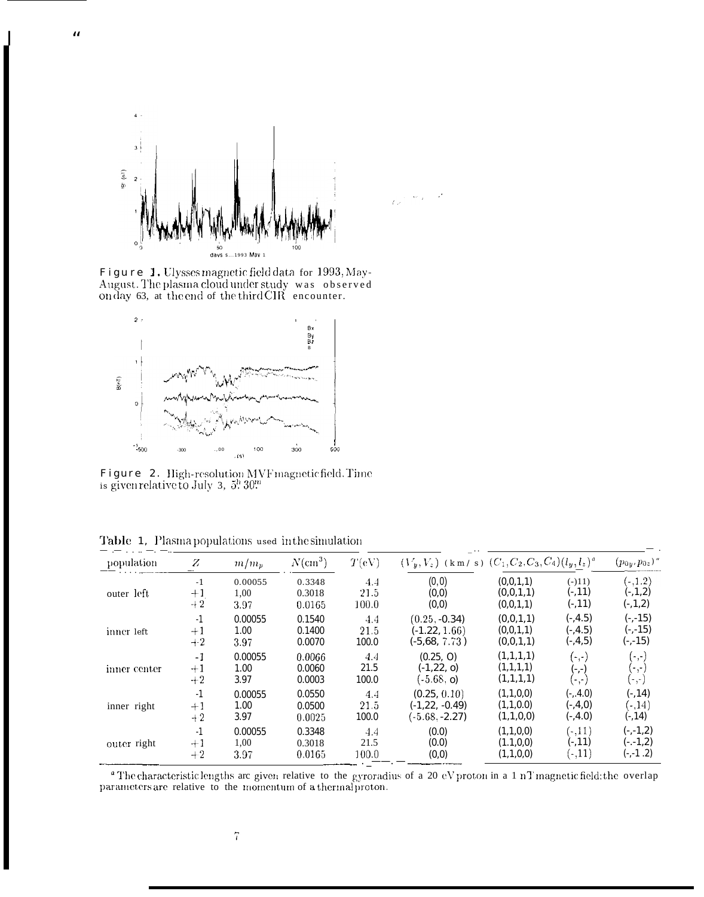**Figure 1.** Ulysses magnetic field data for 1993, May-August. The plasma cloud under study was observed on day 63, at the end of the third CIR encounter.

**Figure 2.** High-resolution MVF magnetic field. Time is given relative to July 3, $5^h 30^m$

Table 1, Plasma populations used in the simulation

| population | $Z$ | $m/m_p$ | $N(\text{cm}^3)$ | $T(\text{eV})$ | $(V_y, V_z)$ (km/s) | $(C_1, C_2, C_3, C_4)$ | $(l_y, l_z)^a$ | $(p_{0y}, p_{0z})^a$ |
|---|---|---|---|---|---|---|---|---|
| outer left | -1 | 0.00055 | 0.3348 | 4.4 | (0,0) | (0,0,1,1) | (-)11) | (-,1.2) |
| | +1 | 1,00 | 0.3018 | 21.5 | (0,0) | (0,0,1,1) | (-,11) | (-,1,2) |
| | +2 | 3.97 | 0.0165 | 100.0 | (0,0) | (0,0,1,1) | (-,11) | (-,1,2) |
| inner left | -1 | 0.00055 | 0.1540 | 4.4 | (0.25, -0.34) | (0,0,1,1) | (-,4.5) | (-,-15) |
| | +1 | 1.00 | 0.1400 | 21.5 | (-1.22, 1.66) | (0,0,1,1) | (-,4.5) | (-,-15) |
| | +2 | 3.97 | 0.0070 | 100.0 | (-5,68, 7.73) | (0,0,1,1) | (-,4,5) | (-,-15) |
| inner center | -1 | 0.00055 | 0.0066 | 4.4 | (0.25, O) | (1,1,1,1) | (-,-) | (-,-) |
| | +1 | 1.00 | 0.0060 | 21.5 | (-1,22, o) | (1,1,1,1) | (-,-) | (-,-) |
| | +2 | 3.97 | 0.0003 | 100.0 | (-5.68, o) | (1,1,1,1) | (-,-) | (-,-) |
| inner right | -1 | 0.00055 | 0.0550 | 4.4 | (0.25, 0.10) | (1,1,0,0) | (-,.4.0) | (-,14) |
| | +1 | 1.00 | 0.0500 | 21.5 | (-1,22, -0.49) | (1,1,0.0) | (-,4,0) | (-,14) |
| | +2 | 3.97 | 0.0025 | 100.0 | (-5.68, -2.27) | (1,1,0,0) | (-,4.0) | (-,14) |
| outer right | -1 | 0.00055 | 0.3348 | 4.4 | (0.0) | (1,1,0,0) | (-,11) | (-,-1,2) |
| | +1 | 1,00 | 0.3018 | 21.5 | (0.0) | (1.1,0,0) | (-,11) | (-,-1,2) |
| | +2 | 3.97 | 0.0165 | 100.0 | (0,0) | (1,1,0,0) | (-,11) | (-,-1.2) |

[a] The characteristic lengths are given relative to the gyroradius of a 20 eV proton in a 1 nT magnetic field; the overlap parameters are relative to the momentum of a thermal proton.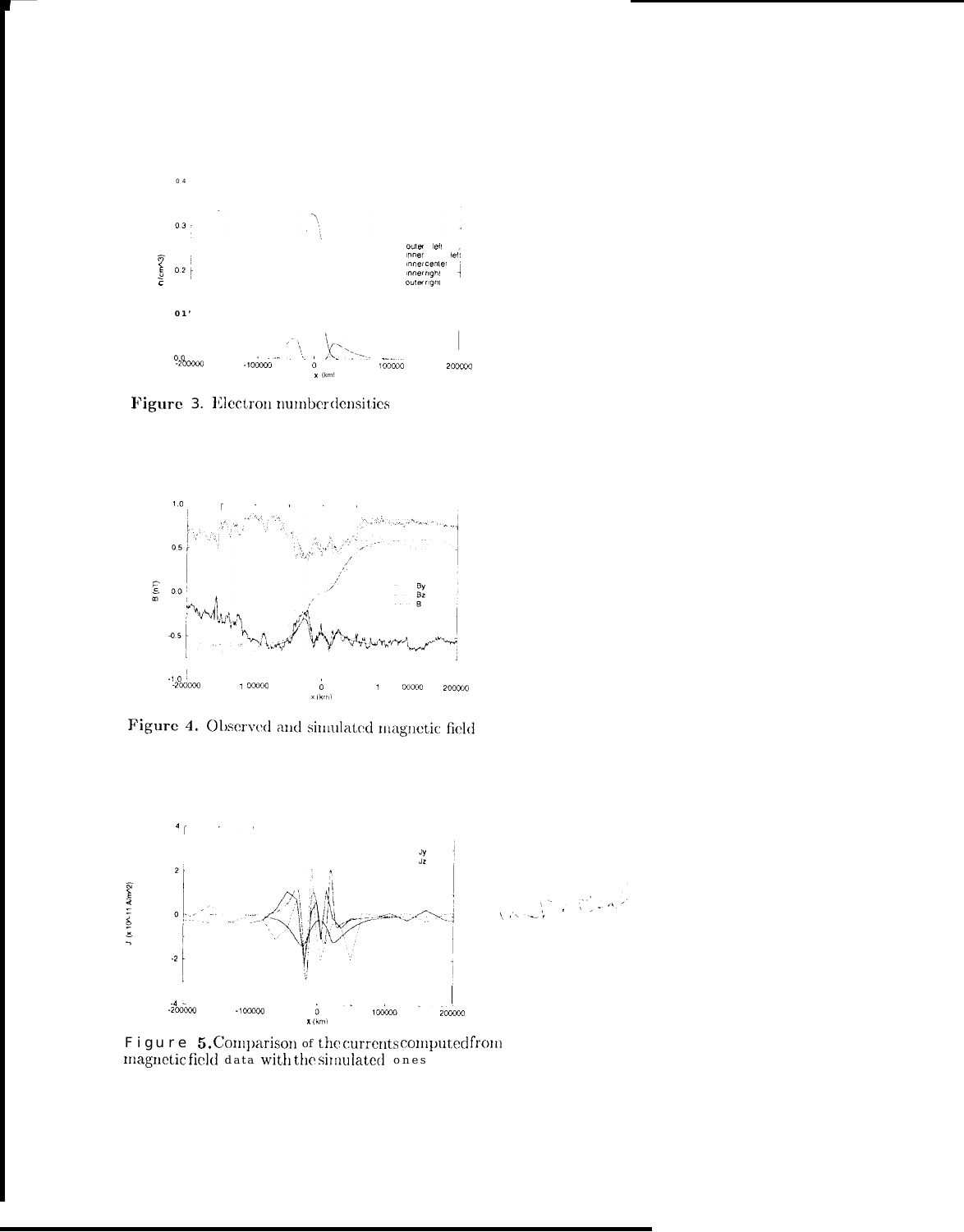0.4

0.3

n (/cm^3)

0.2

0.1

0.0

-200000

-100000

0

100000

200000

x (km)

outer left

inner left

inner center

inner right

outer right

Figure 3. Electron number densities

1.0

0.5

B (nT)

0.0

-0.5

-1.0

-200000

-100000

0

100000

200000

x (km)

By

Bz

B

Figure 4. Observed and simulated magnetic field

4

2

J (x 10^-11 A/m^2)

0

-2

-4

-200000

-100000

0

100000

200000

x (km)

Jy

Jz

Figure 5. Comparison of the currents computed from magnetic field data with the simulated ones